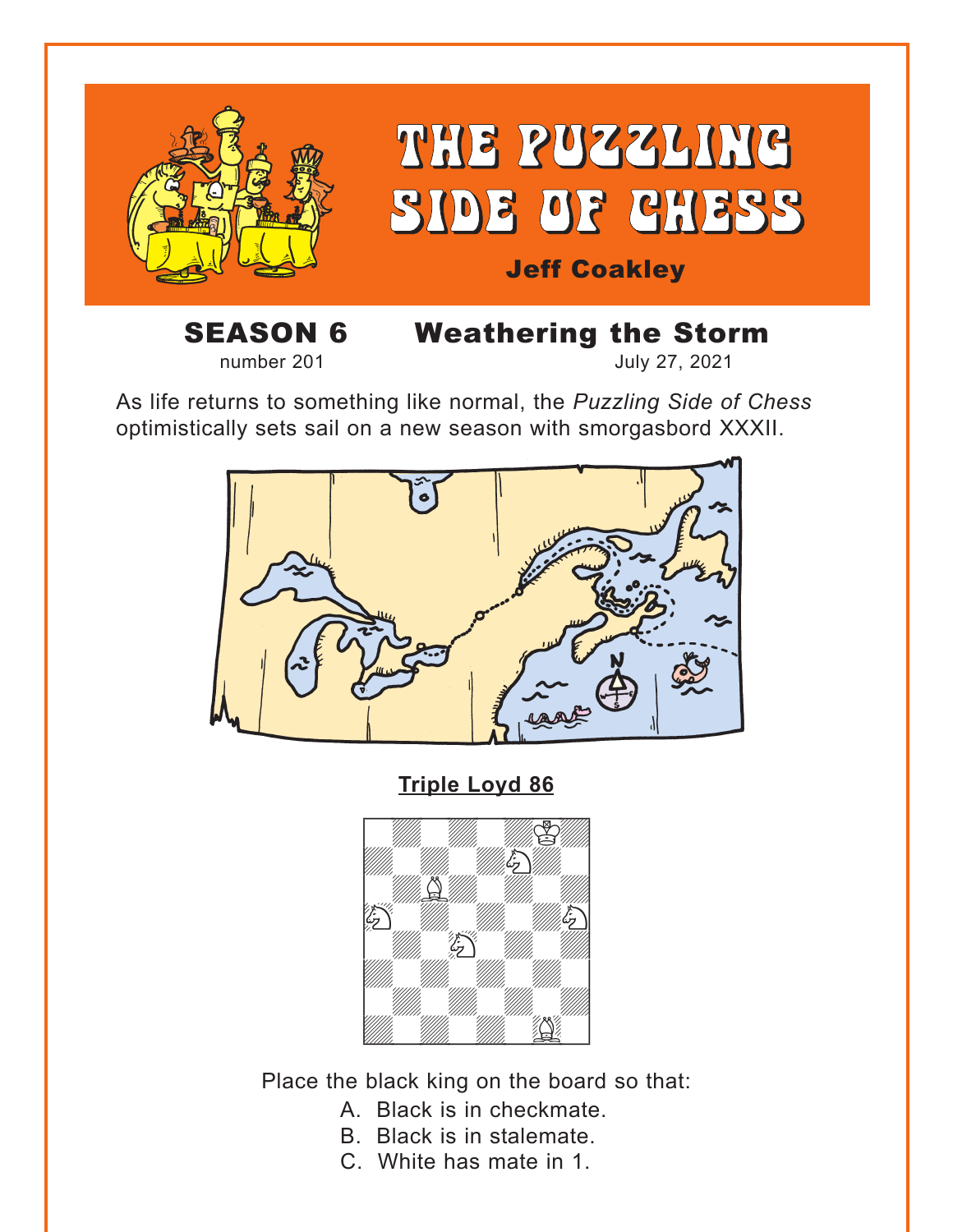# THE PUZZLING SIDE OF CHESS

**Jeff Coakley**

## SEASON 6 — Weathering the Storm

number 201 — July 27, 2021

As life returns to something like normal, the *Puzzling Side of Chess* optimistically sets sail on a new season with smorgasbord XXXII.

**Triple Loyd 86**

Place the black king on the board so that:

A. Black is in checkmate.
B. Black is in stalemate.
C. White has mate in 1.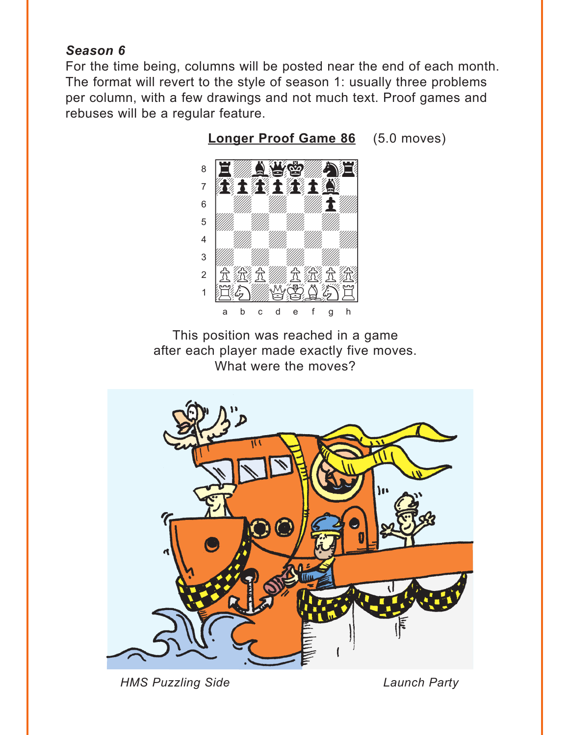***Season 6***

For the time being, columns will be posted near the end of each month. The format will revert to the style of season 1: usually three problems per column, with a few drawings and not much text. Proof games and rebuses will be a regular feature.

**Longer Proof Game 86** (5.0 moves)

This position was reached in a game after each player made exactly five moves. What were the moves?

*HMS Puzzling Side* *Launch Party*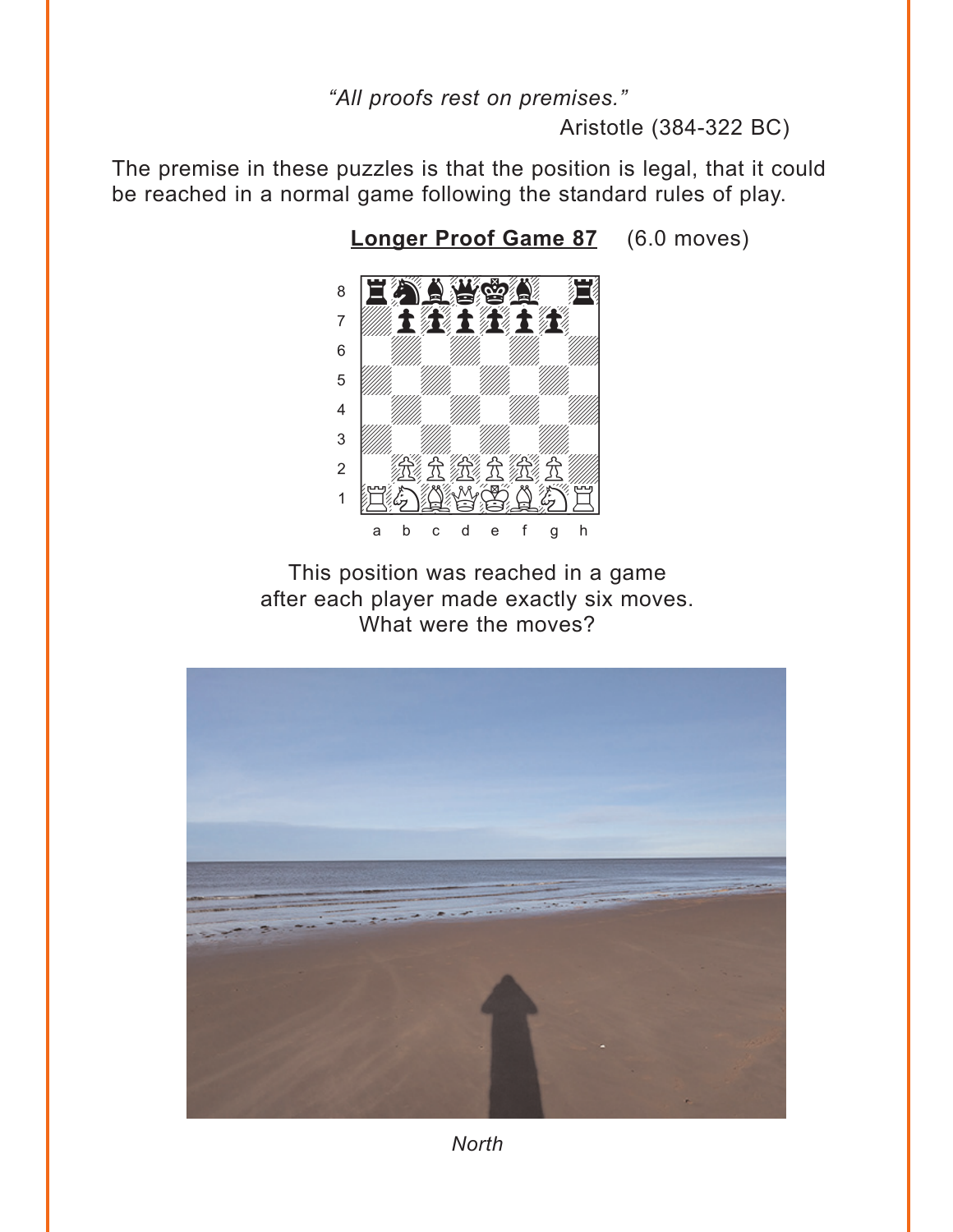*"All proofs rest on premises."*

Aristotle (384-322 BC)

The premise in these puzzles is that the position is legal, that it could be reached in a normal game following the standard rules of play.

**Longer Proof Game 87** (6.0 moves)

This position was reached in a game after each player made exactly six moves. What were the moves?

*North*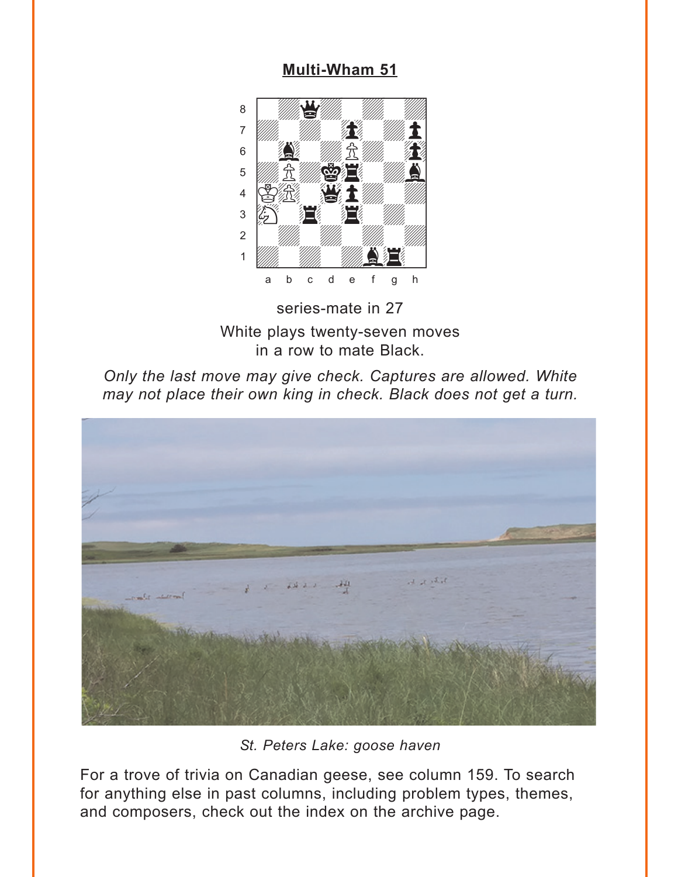## Multi-Wham 51

series-mate in 27

White plays twenty-seven moves in a row to mate Black.

*Only the last move may give check. Captures are allowed. White may not place their own king in check. Black does not get a turn.*

*St. Peters Lake: goose haven*

For a trove of trivia on Canadian geese, see column 159. To search for anything else in past columns, including problem types, themes, and composers, check out the index on the archive page.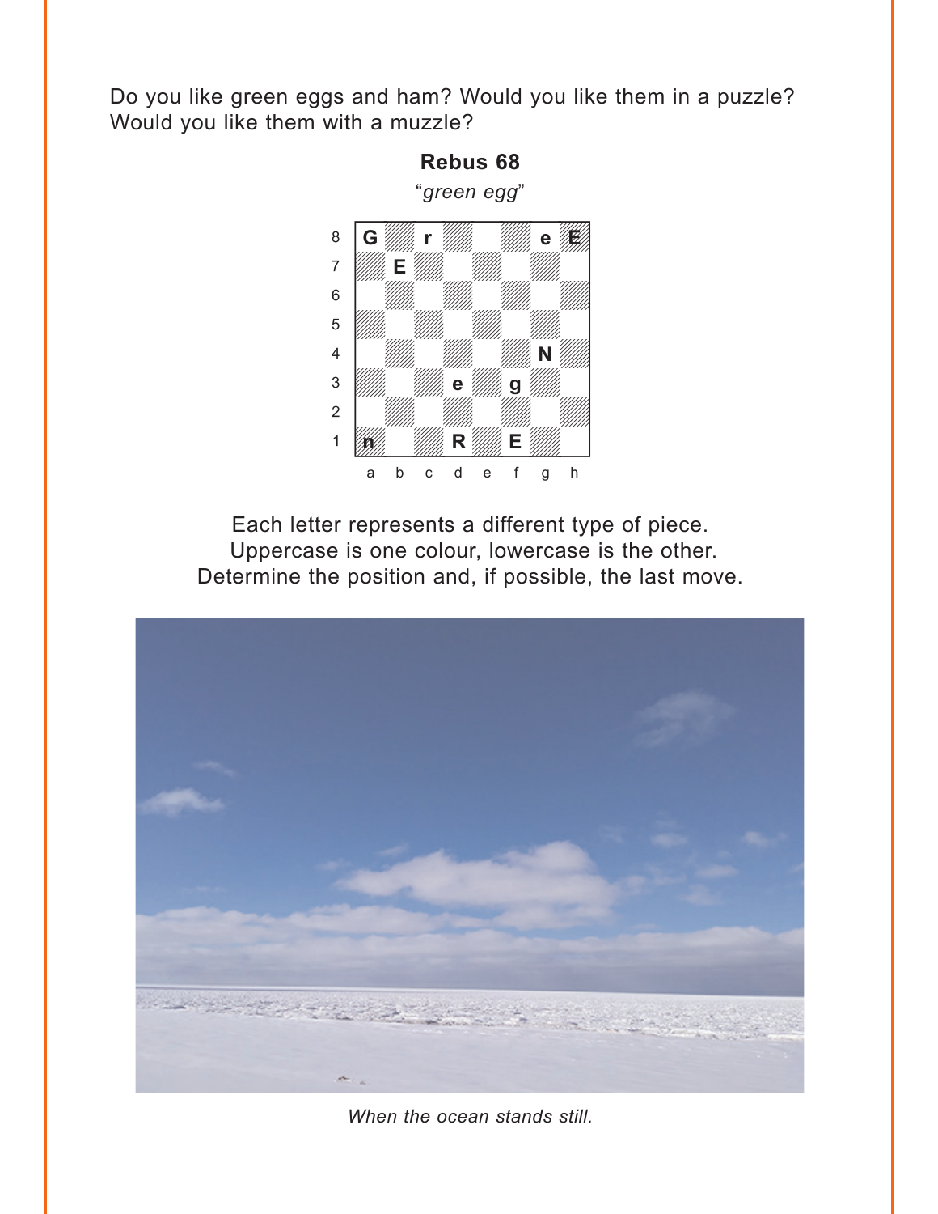Do you like green eggs and ham? Would you like them in a puzzle? Would you like them with a muzzle?

## Rebus 68

*"green egg"*

| | a | b | c | d | e | f | g | h |
|---|---|---|---|---|---|---|---|---|
| 8 | G | | r | | | | e | E |
| 7 | | E | | | | | | |
| 6 | | | | | | | | |
| 5 | | | | | | | | |
| 4 | | | | | | | N | |
| 3 | | | | e | | g | | |
| 2 | | | | | | | | |
| 1 | n | | | R | | E | | |

Each letter represents a different type of piece.
Uppercase is one colour, lowercase is the other.
Determine the position and, if possible, the last move.

*When the ocean stands still.*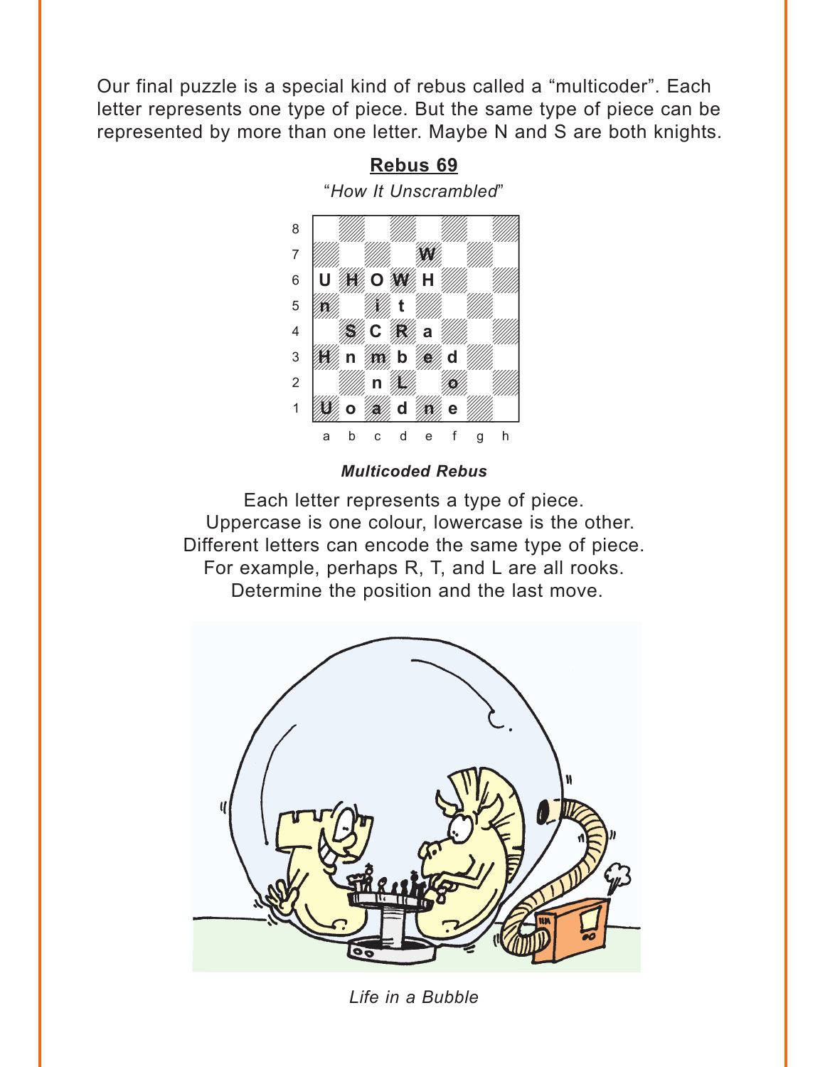Our final puzzle is a special kind of rebus called a "multicoder". Each letter represents one type of piece. But the same type of piece can be represented by more than one letter. Maybe N and S are both knights.

## Rebus 69

"*How It Unscrambled*"

| | a | b | c | d | e | f | g | h |
|---|---|---|---|---|---|---|---|---|
| 8 | | | | | | | | |
| 7 | | | | | W | | | |
| 6 | U | H | O | W | H | | | |
| 5 | n | | i | t | | | | |
| 4 | | S | C | R | a | | | |
| 3 | H | n | m | b | e | d | | |
| 2 | | | n | L | | o | | |
| 1 | U | o | a | d | n | e | | |

***Multicoded Rebus***

Each letter represents a type of piece.
Uppercase is one colour, lowercase is the other.
Different letters can encode the same type of piece.
For example, perhaps R, T, and L are all rooks.
Determine the position and the last move.

*Life in a Bubble*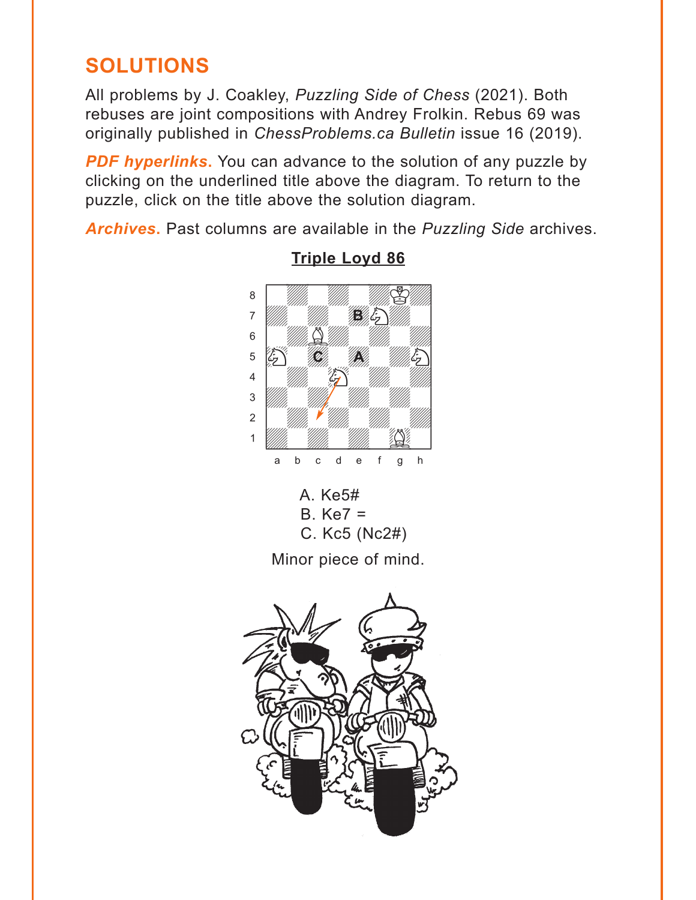## SOLUTIONS

All problems by J. Coakley, *Puzzling Side of Chess* (2021). Both rebuses are joint compositions with Andrey Frolkin. Rebus 69 was originally published in *ChessProblems.ca Bulletin* issue 16 (2019).

***PDF hyperlinks.*** You can advance to the solution of any puzzle by clicking on the underlined title above the diagram. To return to the puzzle, click on the title above the solution diagram.

***Archives.*** Past columns are available in the *Puzzling Side* archives.

**Triple Loyd 86**

A. Ke5#
B. Ke7 =
C. Kc5 (Nc2#)

Minor piece of mind.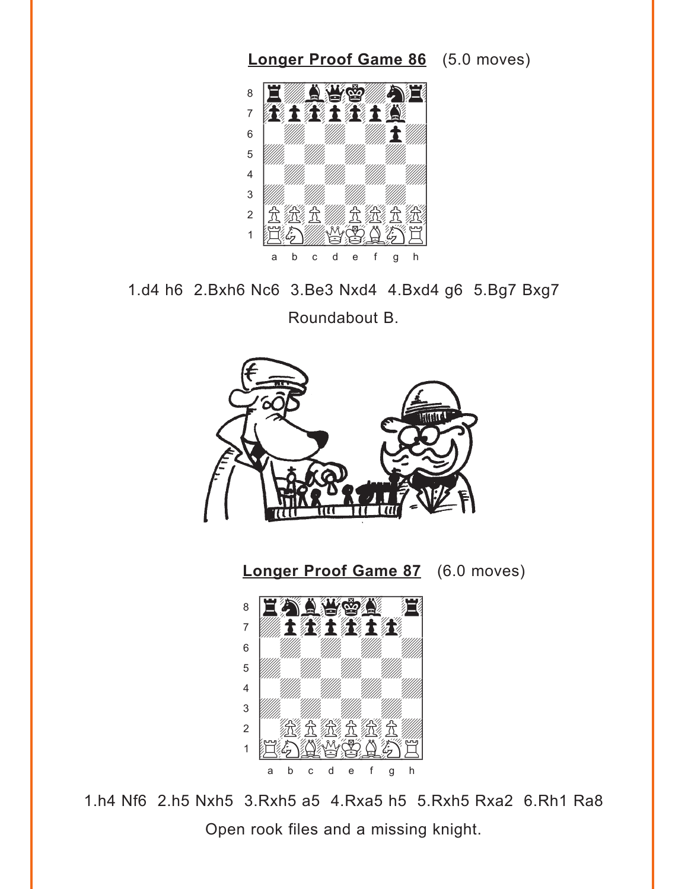**Longer Proof Game 86** (5.0 moves)

1.d4 h6 2.Bxh6 Nc6 3.Be3 Nxd4 4.Bxd4 g6 5.Bg7 Bxg7

Roundabout B.

**Longer Proof Game 87** (6.0 moves)

1.h4 Nf6 2.h5 Nxh5 3.Rxh5 a5 4.Rxa5 h5 5.Rxh5 Rxa2 6.Rh1 Ra8

Open rook files and a missing knight.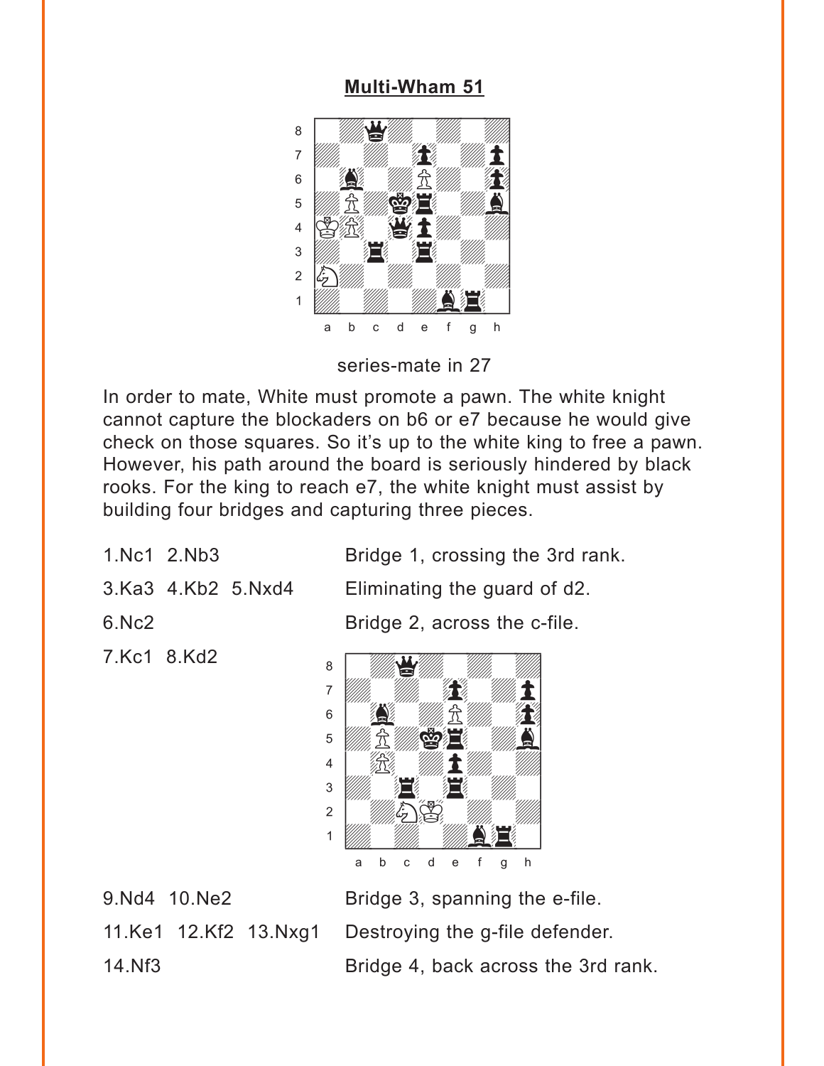## Multi-Wham 51

series-mate in 27

In order to mate, White must promote a pawn. The white knight cannot capture the blockaders on b6 or e7 because he would give check on those squares. So it's up to the white king to free a pawn. However, his path around the board is seriously hindered by black rooks. For the king to reach e7, the white knight must assist by building four bridges and capturing three pieces.

| | |
|---|---|
| 1.Nc1 2.Nb3 | Bridge 1, crossing the 3rd rank. |
| 3.Ka3 4.Kb2 5.Nxd4 | Eliminating the guard of d2. |
| 6.Nc2 | Bridge 2, across the c-file. |
| 7.Kc1 8.Kd2 | |
| 9.Nd4 10.Ne2 | Bridge 3, spanning the e-file. |
| 11.Ke1 12.Kf2 13.Nxg1 | Destroying the g-file defender. |
| 14.Nf3 | Bridge 4, back across the 3rd rank. |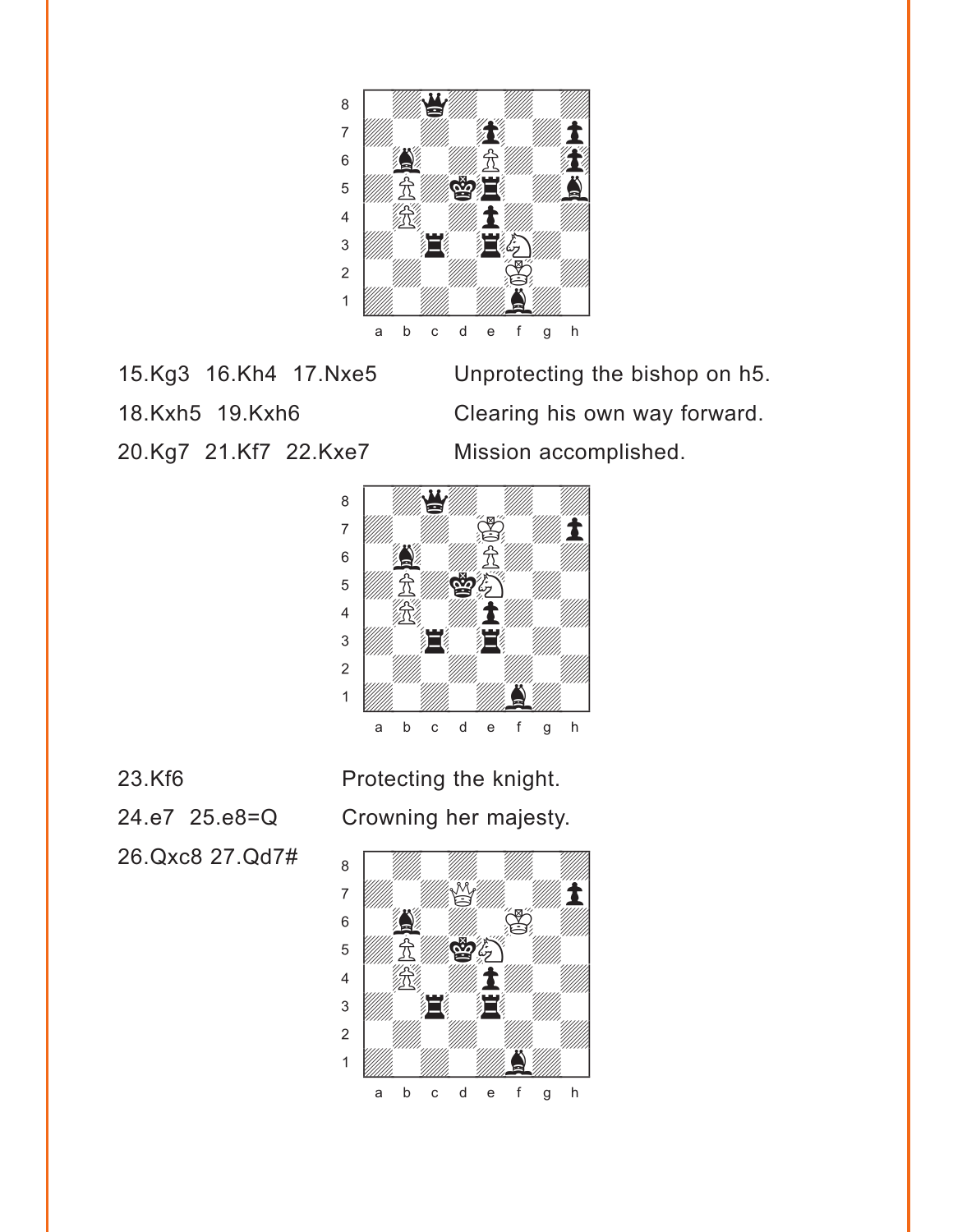15.Kg3 16.Kh4 17.Nxe5 — Unprotecting the bishop on h5.

18.Kxh5 19.Kxh6 — Clearing his own way forward.

20.Kg7 21.Kf7 22.Kxe7 — Mission accomplished.

23.Kf6 — Protecting the knight.

24.e7 25.e8=Q — Crowning her majesty.

26.Qxc8 27.Qd7#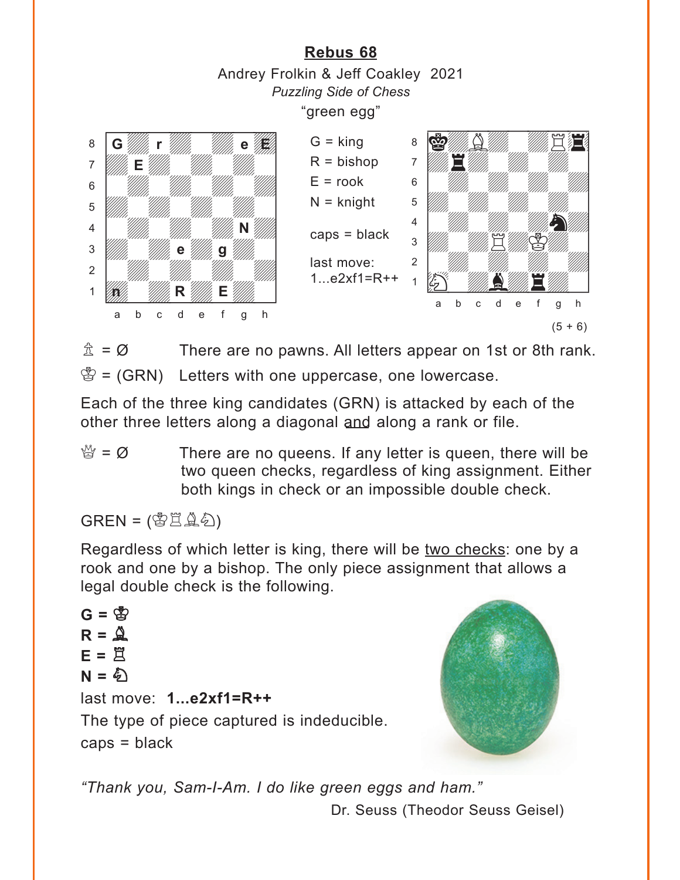## Rebus 68

Andrey Frolkin & Jeff Coakley 2021

*Puzzling Side of Chess*

"green egg"

G = king
R = bishop
E = rook
N = knight

caps = black

last move:
1...e2xf1=R++

(5 + 6)

♙ = Ø There are no pawns. All letters appear on 1st or 8th rank.

♔ = (GRN) Letters with one uppercase, one lowercase.

Each of the three king candidates (GRN) is attacked by each of the other three letters along a diagonal and along a rank or file.

♕ = Ø There are no queens. If any letter is queen, there will be two queen checks, regardless of king assignment. Either both kings in check or an impossible double check.

GREN = (♔♖♗♘)

Regardless of which letter is king, there will be two checks: one by a rook and one by a bishop. The only piece assignment that allows a legal double check is the following.

**G = ♔**
**R = ♗**
**E = ♖**
**N = ♘**

last move: **1...e2xf1=R++**

The type of piece captured is indeducible.

caps = black

*"Thank you, Sam-I-Am. I do like green eggs and ham."*

Dr. Seuss (Theodor Seuss Geisel)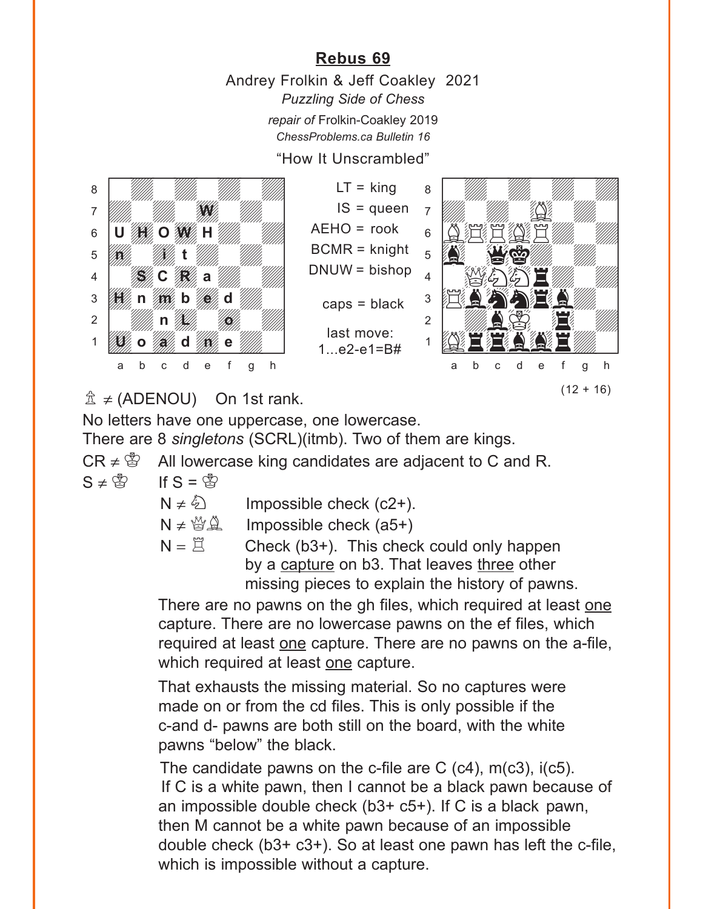## Rebus 69

Andrey Frolkin & Jeff Coakley 2021
*Puzzling Side of Chess*
*repair of* Frolkin-Coakley 2019
*ChessProblems.ca Bulletin 16*

"How It Unscrambled"

| | a | b | c | d | e | f | g | h |
|---|---|---|---|---|---|---|---|---|
| 8 | | | | | | | | |
| 7 | | | | | W | | | |
| 6 | U | H | O | W | H | | | |
| 5 | n | | i | t | | | | |
| 4 | | S | C | R | a | | | |
| 3 | H | n | m | b | e | d | | |
| 2 | | | n | L | | o | | |
| 1 | U | o | a | d | n | e | | |

LT = king
IS = queen
AEHO = rook
BCMR = knight
DNUW = bishop

caps = black

last move:
1...e2-e1=B#

(12 + 16)

♙ ≠ (ADENOU) On 1st rank.

No letters have one uppercase, one lowercase.

There are 8 *singletons* (SCRL)(itmb). Two of them are kings.

CR ≠ ♔ All lowercase king candidates are adjacent to C and R.

S ≠ ♔ If S = ♔

N ≠ ♘ Impossible check (c2+).

N ≠ ♕♗ Impossible check (a5+)

N = ♖ Check (b3+). This check could only happen by a capture on b3. That leaves three other missing pieces to explain the history of pawns.

There are no pawns on the gh files, which required at least one capture. There are no lowercase pawns on the ef files, which required at least one capture. There are no pawns on the a-file, which required at least one capture.

That exhausts the missing material. So no captures were made on or from the cd files. This is only possible if the c-and d- pawns are both still on the board, with the white pawns "below" the black.

The candidate pawns on the c-file are C (c4), m(c3), i(c5). If C is a white pawn, then I cannot be a black pawn because of an impossible double check (b3+ c5+). If C is a black pawn, then M cannot be a white pawn because of an impossible double check (b3+ c3+). So at least one pawn has left the c-file, which is impossible without a capture.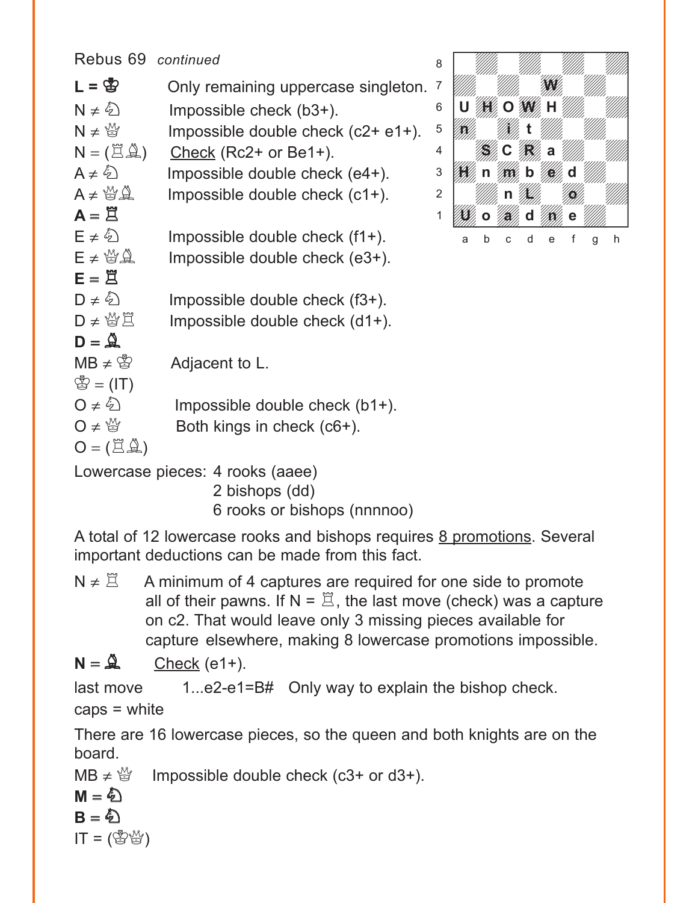Rebus 69 *continued*

| | |
|---|---|
| **L = ♔** | Only remaining uppercase singleton. |
| N ≠ ♘ | Impossible check (b3+). |
| N ≠ ♕ | Impossible double check (c2+ e1+). |
| N = (♖♗) | <u>Check</u> (Rc2+ or Be1+). |
| A ≠ ♘ | Impossible double check (e4+). |
| A ≠ ♕♗ | Impossible double check (c1+). |
| **A = ♖** | |
| E ≠ ♘ | Impossible double check (f1+). |
| E ≠ ♕♗ | Impossible double check (e3+). |
| **E = ♖** | |
| D ≠ ♘ | Impossible double check (f3+). |
| D ≠ ♕♖ | Impossible double check (d1+). |
| **D = ♗** | |
| MB ≠ ♔ | Adjacent to L. |
| ♔ = (IT) | |
| O ≠ ♘ | Impossible double check (b1+). |
| O ≠ ♕ | Both kings in check (c6+). |
| O = (♖♗) | |

| Rank | a | b | c | d | e | f | g | h |
|---|---|---|---|---|---|---|---|---|
| 8 | | | | | | | | |
| 7 | | | | | W | | | |
| 6 | U | H | O | W | H | | | |
| 5 | n | | i | t | | | | |
| 4 | | S | C | R | a | | | |
| 3 | H | n | m | b | e | d | | |
| 2 | | | n | L | | o | | |
| 1 | U | o | a | d | n | e | | |

Lowercase pieces: 4 rooks (aaee)
2 bishops (dd)
6 rooks or bishops (nnnnoo)

A total of 12 lowercase rooks and bishops requires <u>8 promotions</u>. Several important deductions can be made from this fact.

N ≠ ♖ A minimum of 4 captures are required for one side to promote all of their pawns. If N = ♖, the last move (check) was a capture on c2. That would leave only 3 missing pieces available for capture elsewhere, making 8 lowercase promotions impossible.

**N = ♗** <u>Check</u> (e1+).

last move 1...e2-e1=B# Only way to explain the bishop check.

caps = white

There are 16 lowercase pieces, so the queen and both knights are on the board.

MB ≠ ♕ Impossible double check (c3+ or d3+).

**M = ♘**

**B = ♘**

IT = (♔♕)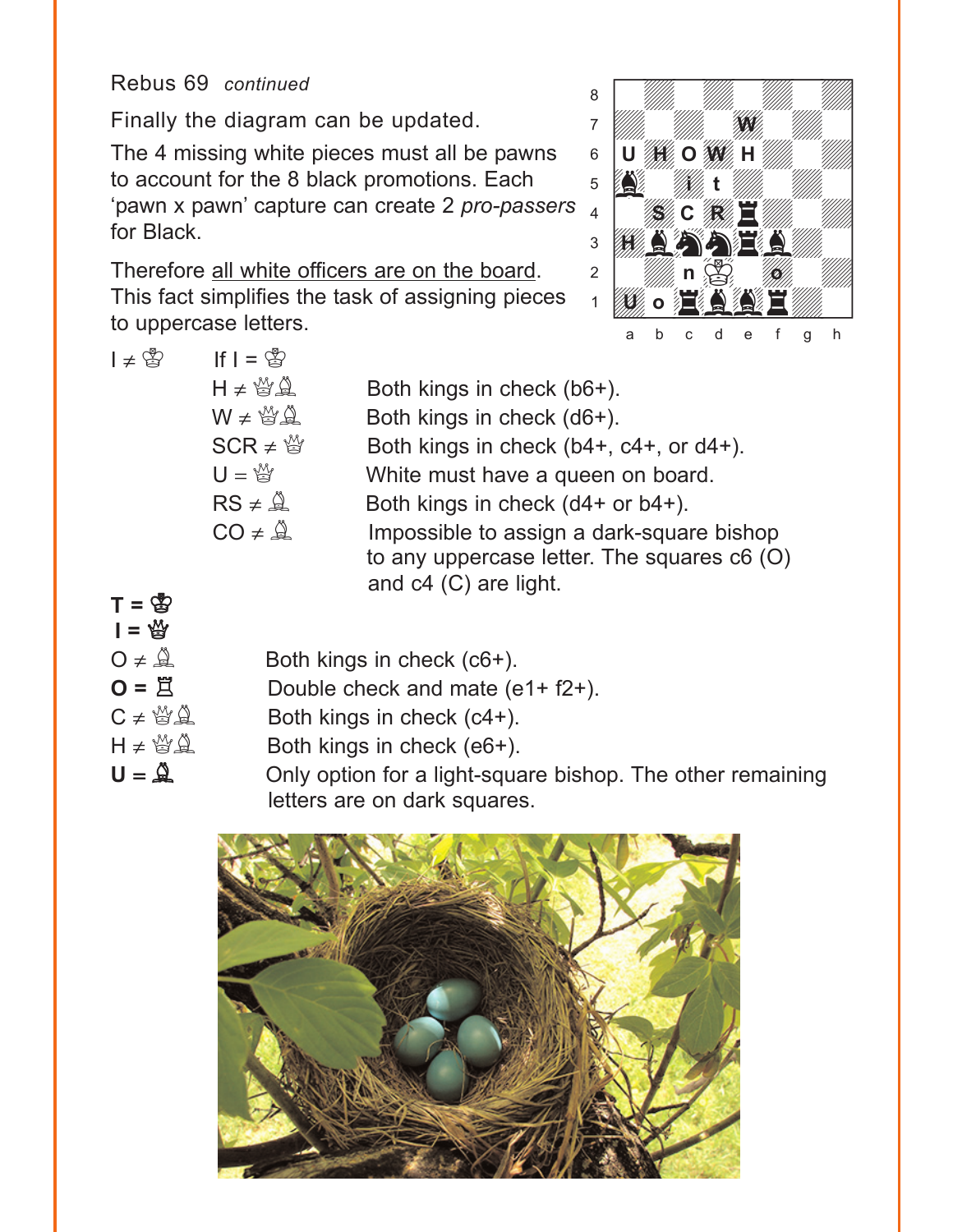Rebus 69 *continued*

Finally the diagram can be updated.

The 4 missing white pieces must all be pawns to account for the 8 black promotions. Each 'pawn x pawn' capture can create 2 *pro-passers* for Black.

Therefore all white officers are on the board. This fact simplifies the task of assigning pieces to uppercase letters.

| | | |
|---|---|---|
| I ≠ ♔ | If I = ♔ | |
| | H ≠ ♕♗ | Both kings in check (b6+). |
| | W ≠ ♕♗ | Both kings in check (d6+). |
| | SCR ≠ ♕ | Both kings in check (b4+, c4+, or d4+). |
| | U = ♕ | White must have a queen on board. |
| | RS ≠ ♗ | Both kings in check (d4+ or b4+). |
| | CO ≠ ♗ | Impossible to assign a dark-square bishop to any uppercase letter. The squares c6 (O) and c4 (C) are light. |

**T = ♔**
**I = ♕**

| | |
|---|---|
| O ≠ ♗ | Both kings in check (c6+). |
| **O = ♖** | Double check and mate (e1+ f2+). |
| C ≠ ♕♗ | Both kings in check (c4+). |
| H ≠ ♕♗ | Both kings in check (e6+). |
| **U = ♗** | Only option for a light-square bishop. The other remaining letters are on dark squares. |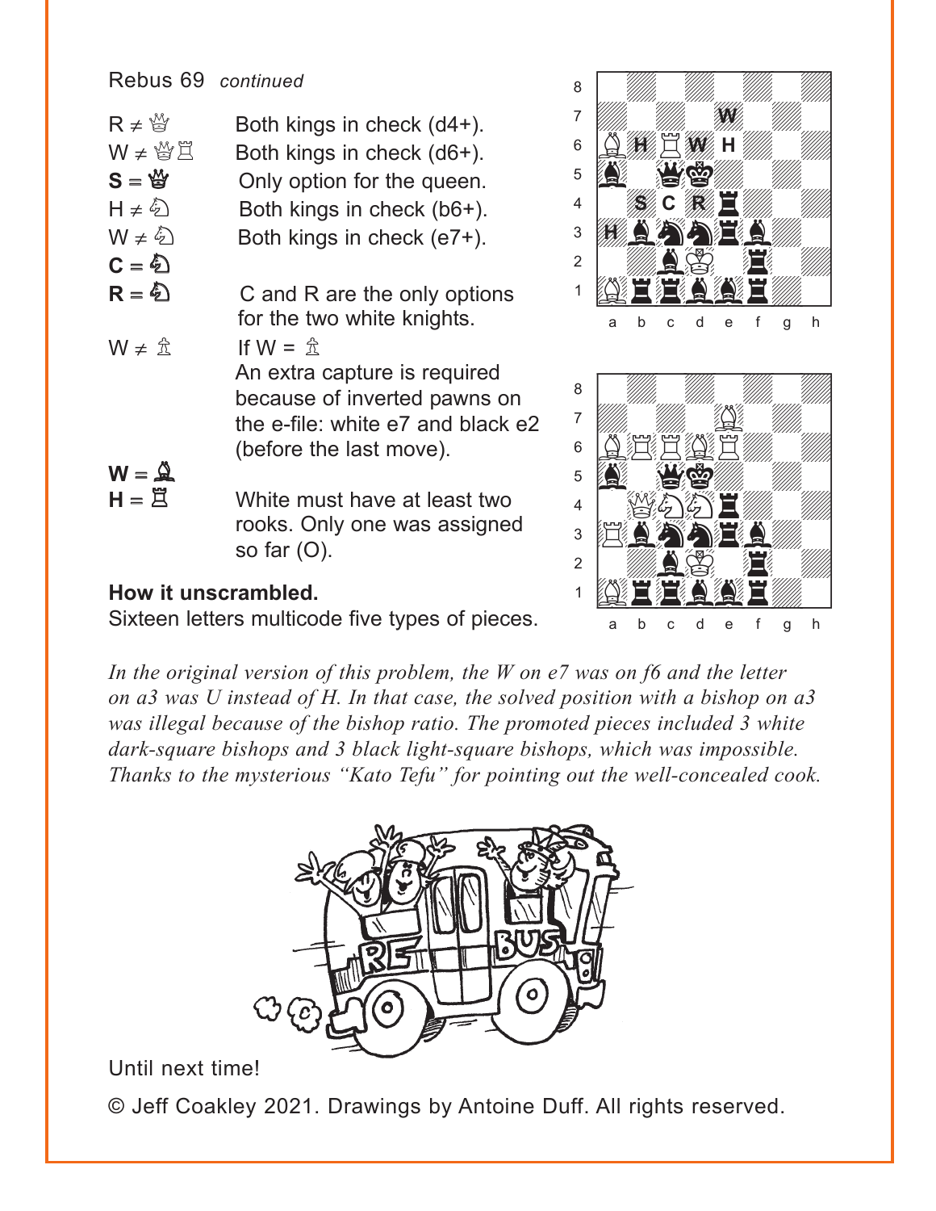Rebus 69 *continued*

R ≠ ♕ Both kings in check (d4+).

W ≠ ♕♖ Both kings in check (d6+).

**S = ♛** Only option for the queen.

H ≠ ♘ Both kings in check (b6+).

W ≠ ♘ Both kings in check (e7+).

**C = ♞**

**R = ♞** C and R are the only options for the two white knights.

W ≠ ♙ If W = ♙
An extra capture is required because of inverted pawns on the e-file: white e7 and black e2 (before the last move).

**W = ♗**

**H = ♖** White must have at least two rooks. Only one was assigned so far (O).

**How it unscrambled.**
Sixteen letters multicode five types of pieces.

*In the original version of this problem, the W on e7 was on f6 and the letter on a3 was U instead of H. In that case, the solved position with a bishop on a3 was illegal because of the bishop ratio. The promoted pieces included 3 white dark-square bishops and 3 black light-square bishops, which was impossible. Thanks to the mysterious "Kato Tefu" for pointing out the well-concealed cook.*

Until next time!

© Jeff Coakley 2021. Drawings by Antoine Duff. All rights reserved.